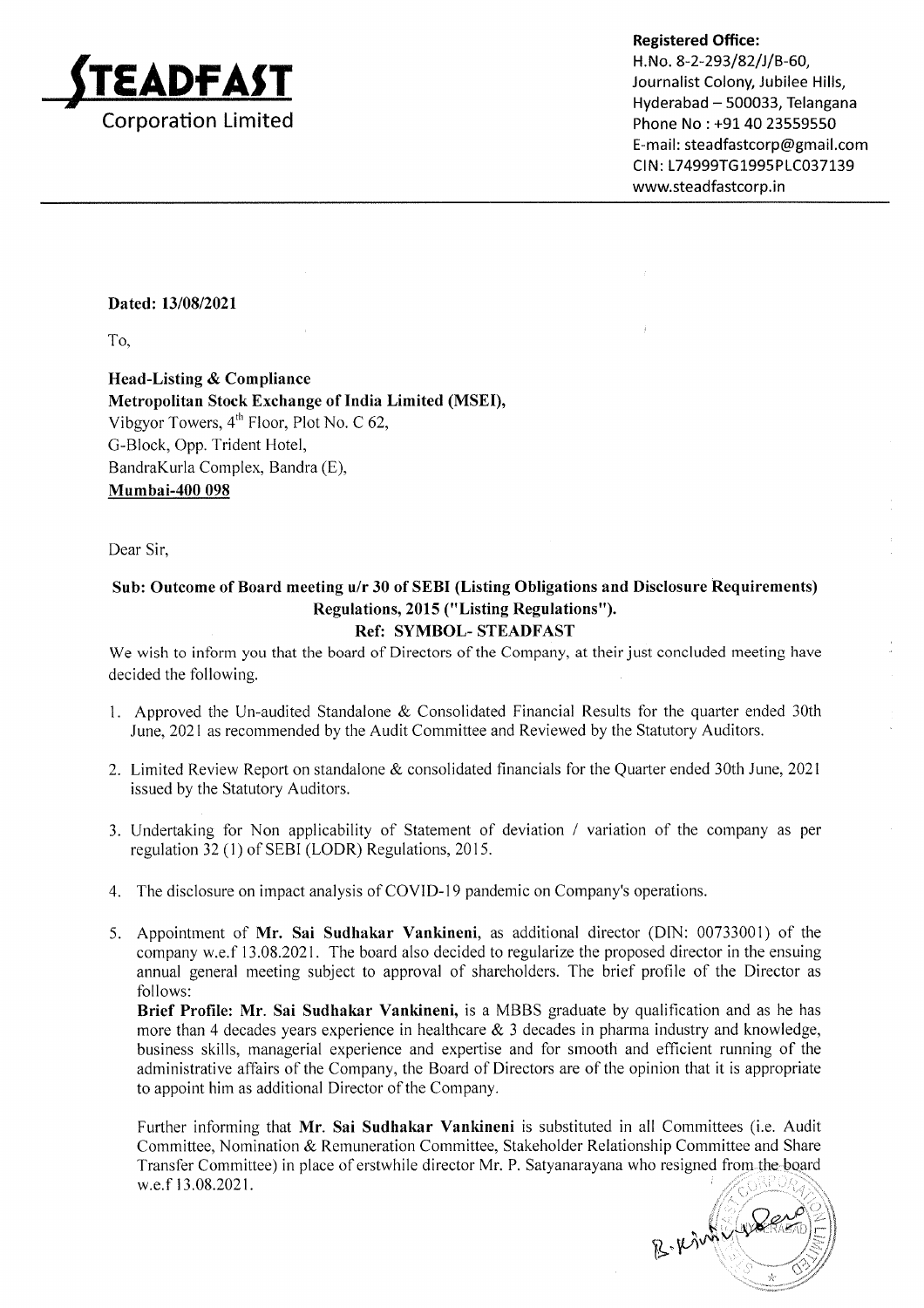**STEADFAST Corporation Limited**

**Registered Office:**
H.No. 8-2-293/82/J/B-60,
Journalist Colony, Jubilee Hills,
Hyderabad – 500033, Telangana
Phone No : +91 40 23559550
E-mail: steadfastcorp@gmail.com
CIN: L74999TG1995PLC037139
www.steadfastcorp.in

---

**Dated: 13/08/2021**

To,

**Head-Listing & Compliance**
**Metropolitan Stock Exchange of India Limited (MSEI),**
Vibgyor Towers, 4th Floor, Plot No. C 62,
G-Block, Opp. Trident Hotel,
BandraKurla Complex, Bandra (E),
**Mumbai-400 098**

Dear Sir,

**Sub: Outcome of Board meeting u/r 30 of SEBI (Listing Obligations and Disclosure Requirements) Regulations, 2015 ("Listing Regulations").**
**Ref: SYMBOL- STEADFAST**

We wish to inform you that the board of Directors of the Company, at their just concluded meeting have decided the following.

1. Approved the Un-audited Standalone & Consolidated Financial Results for the quarter ended 30th June, 2021 as recommended by the Audit Committee and Reviewed by the Statutory Auditors.

2. Limited Review Report on standalone & consolidated financials for the Quarter ended 30th June, 2021 issued by the Statutory Auditors.

3. Undertaking for Non applicability of Statement of deviation / variation of the company as per regulation 32 (1) of SEBI (LODR) Regulations, 2015.

4. The disclosure on impact analysis of COVID-19 pandemic on Company's operations.

5. Appointment of **Mr. Sai Sudhakar Vankineni**, as additional director (DIN: 00733001) of the company w.e.f 13.08.2021. The board also decided to regularize the proposed director in the ensuing annual general meeting subject to approval of shareholders. The brief profile of the Director as follows:
**Brief Profile: Mr. Sai Sudhakar Vankineni,** is a MBBS graduate by qualification and as he has more than 4 decades years experience in healthcare & 3 decades in pharma industry and knowledge, business skills, managerial experience and expertise and for smooth and efficient running of the administrative affairs of the Company, the Board of Directors are of the opinion that it is appropriate to appoint him as additional Director of the Company.

   Further informing that **Mr. Sai Sudhakar Vankineni** is substituted in all Committees (i.e. Audit Committee, Nomination & Remuneration Committee, Stakeholder Relationship Committee and Share Transfer Committee) in place of erstwhile director Mr. P. Satyanarayana who resigned from the board w.e.f 13.08.2021.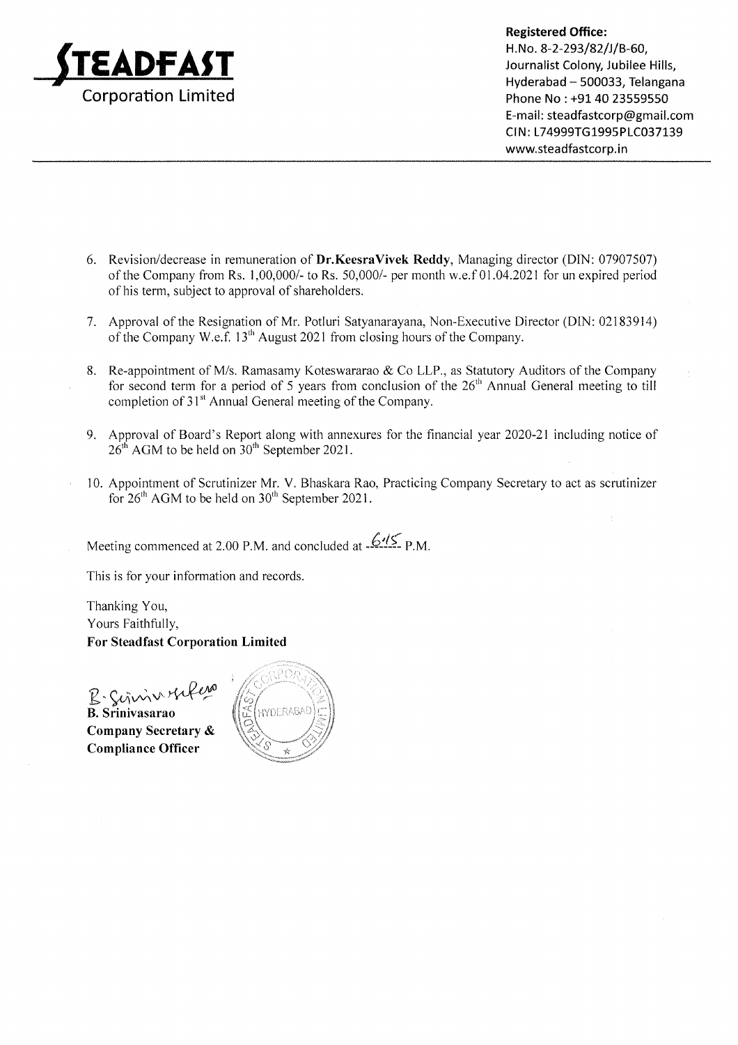**Registered Office:**
H.No. 8-2-293/82/J/B-60,
Journalist Colony, Jubilee Hills,
Hyderabad – 500033, Telangana
Phone No : +91 40 23559550
E-mail: steadfastcorp@gmail.com
CIN: L74999TG1995PLC037139
www.steadfastcorp.in

6. Revision/decrease in remuneration of **Dr.KeesraVivek Reddy**, Managing director (DIN: 07907507) of the Company from Rs. 1,00,000/- to Rs. 50,000/- per month w.e.f 01.04.2021 for un expired period of his term, subject to approval of shareholders.

7. Approval of the Resignation of Mr. Potluri Satyanarayana, Non-Executive Director (DIN: 02183914) of the Company W.e.f. 13th August 2021 from closing hours of the Company.

8. Re-appointment of M/s. Ramasamy Koteswararao & Co LLP., as Statutory Auditors of the Company for second term for a period of 5 years from conclusion of the 26th Annual General meeting to till completion of 31st Annual General meeting of the Company.

9. Approval of Board's Report along with annexures for the financial year 2020-21 including notice of 26th AGM to be held on 30th September 2021.

10. Appointment of Scrutinizer Mr. V. Bhaskara Rao, Practicing Company Secretary to act as scrutinizer for 26th AGM to be held on 30th September 2021.

Meeting commenced at 2.00 P.M. and concluded at 6.15 P.M.

This is for your information and records.

Thanking You,
Yours Faithfully,
**For Steadfast Corporation Limited**

**B. Srinivasarao**
**Company Secretary &**
**Compliance Officer**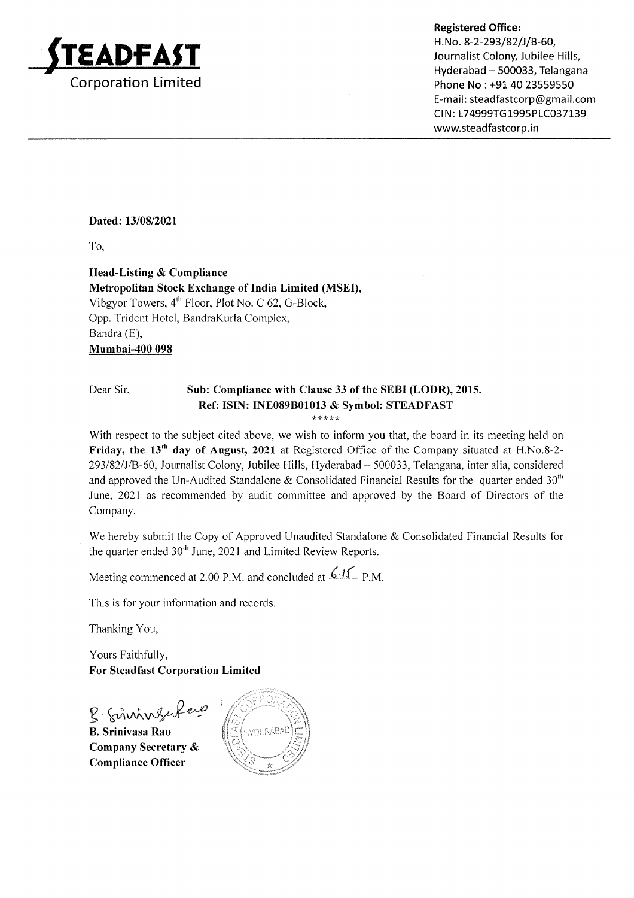**STEADFAST**
Corporation Limited

**Registered Office:**
H.No. 8-2-293/82/J/B-60,
Journalist Colony, Jubilee Hills,
Hyderabad – 500033, Telangana
Phone No : +91 40 23559550
E-mail: steadfastcorp@gmail.com
CIN: L74999TG1995PLC037139
www.steadfastcorp.in

**Dated: 13/08/2021**

To,

**Head-Listing & Compliance**
**Metropolitan Stock Exchange of India Limited (MSEI),**
Vibgyor Towers, 4th Floor, Plot No. C 62, G-Block,
Opp. Trident Hotel, BandraKurla Complex,
Bandra (E),
**Mumbai-400 098**

Dear Sir,

**Sub: Compliance with Clause 33 of the SEBI (LODR), 2015.**
**Ref: ISIN: INE089B01013 & Symbol: STEADFAST**

*****

With respect to the subject cited above, we wish to inform you that, the board in its meeting held on **Friday, the 13th day of August, 2021** at Registered Office of the Company situated at H.No.8-2-293/82/J/B-60, Journalist Colony, Jubilee Hills, Hyderabad – 500033, Telangana, inter alia, considered and approved the Un-Audited Standalone & Consolidated Financial Results for the quarter ended 30th June, 2021 as recommended by audit committee and approved by the Board of Directors of the Company.

We hereby submit the Copy of Approved Unaudited Standalone & Consolidated Financial Results for the quarter ended 30th June, 2021 and Limited Review Reports.

Meeting commenced at 2.00 P.M. and concluded at 6.15 P.M.

This is for your information and records.

Thanking You,

Yours Faithfully,
**For Steadfast Corporation Limited**

**B. Srinivasa Rao**
**Company Secretary &**
**Compliance Officer**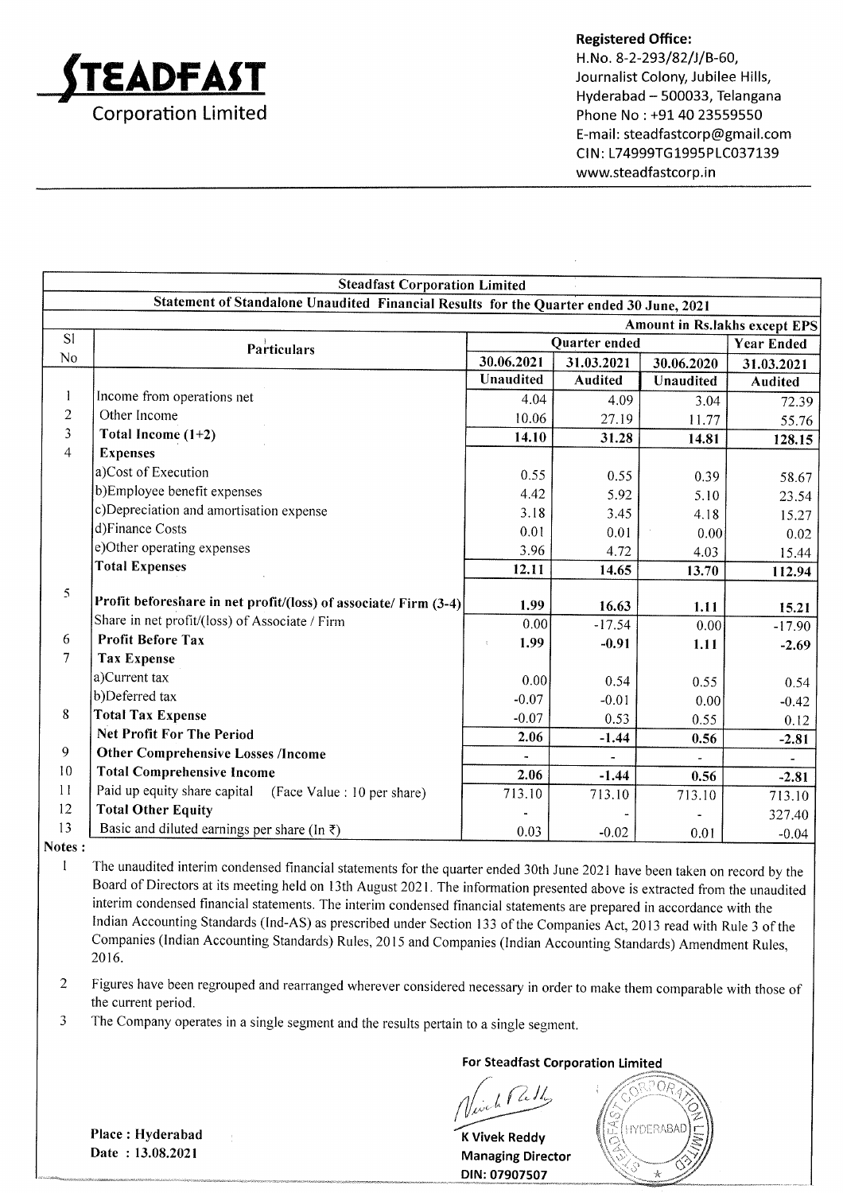# STEADFAST Corporation Limited

**Registered Office:**
H.No. 8-2-293/82/J/B-60,
Journalist Colony, Jubilee Hills,
Hyderabad – 500033, Telangana
Phone No : +91 40 23559550
E-mail: steadfastcorp@gmail.com
CIN: L74999TG1995PLC037139
www.steadfastcorp.in

## Steadfast Corporation Limited

### Statement of Standalone Unaudited Financial Results for the Quarter ended 30 June, 2021

Amount in Rs.lakhs except EPS

| Sl No | Particulars | Quarter ended | | | Year Ended |
|---|---|---|---|---|---|
| | | 30.06.2021 | 31.03.2021 | 30.06.2020 | 31.03.2021 |
| | | Unaudited | Audited | Unaudited | Audited |
| 1 | Income from operations net | 4.04 | 4.09 | 3.04 | 72.39 |
| 2 | Other Income | 10.06 | 27.19 | 11.77 | 55.76 |
| 3 | **Total Income (1+2)** | **14.10** | **31.28** | **14.81** | **128.15** |
| 4 | **Expenses** | | | | |
| | a)Cost of Execution | 0.55 | 0.55 | 0.39 | 58.67 |
| | b)Employee benefit expenses | 4.42 | 5.92 | 5.10 | 23.54 |
| | c)Depreciation and amortisation expense | 3.18 | 3.45 | 4.18 | 15.27 |
| | d)Finance Costs | 0.01 | 0.01 | 0.00 | 0.02 |
| | e)Other operating expenses | 3.96 | 4.72 | 4.03 | 15.44 |
| | **Total Expenses** | **12.11** | **14.65** | **13.70** | **112.94** |
| 5 | **Profit beforeshare in net profit/(loss) of associate/ Firm (3-4)** | **1.99** | **16.63** | **1.11** | **15.21** |
| | Share in net profit/(loss) of Associate / Firm | 0.00 | -17.54 | 0.00 | -17.90 |
| 6 | **Profit Before Tax** | **1.99** | **-0.91** | **1.11** | **-2.69** |
| 7 | **Tax Expense** | | | | |
| | a)Current tax | 0.00 | 0.54 | 0.55 | 0.54 |
| | b)Deferred tax | -0.07 | -0.01 | 0.00 | -0.42 |
| 8 | **Total Tax Expense** | -0.07 | 0.53 | 0.55 | 0.12 |
| | **Net Profit For The Period** | **2.06** | **-1.44** | **0.56** | **-2.81** |
| 9 | **Other Comprehensive Losses /Income** | - | - | - | - |
| 10 | **Total Comprehensive Income** | **2.06** | **-1.44** | **0.56** | **-2.81** |
| 11 | Paid up equity share capital (Face Value : 10 per share) | 713.10 | 713.10 | 713.10 | 713.10 |
| 12 | **Total Other Equity** | - | - | - | 327.40 |
| 13 | Basic and diluted earnings per share (In ₹) | 0.03 | -0.02 | 0.01 | -0.04 |

**Notes :**

1. The unaudited interim condensed financial statements for the quarter ended 30th June 2021 have been taken on record by the Board of Directors at its meeting held on 13th August 2021. The information presented above is extracted from the unaudited interim condensed financial statements. The interim condensed financial statements are prepared in accordance with the Indian Accounting Standards (Ind-AS) as prescribed under Section 133 of the Companies Act, 2013 read with Rule 3 of the Companies (Indian Accounting Standards) Rules, 2015 and Companies (Indian Accounting Standards) Amendment Rules, 2016.
2. Figures have been regrouped and rearranged wherever considered necessary in order to make them comparable with those of the current period.
3. The Company operates in a single segment and the results pertain to a single segment.

**For Steadfast Corporation Limited**

**K Vivek Reddy**
**Managing Director**
**DIN: 07907507**

**Place : Hyderabad**
**Date : 13.08.2021**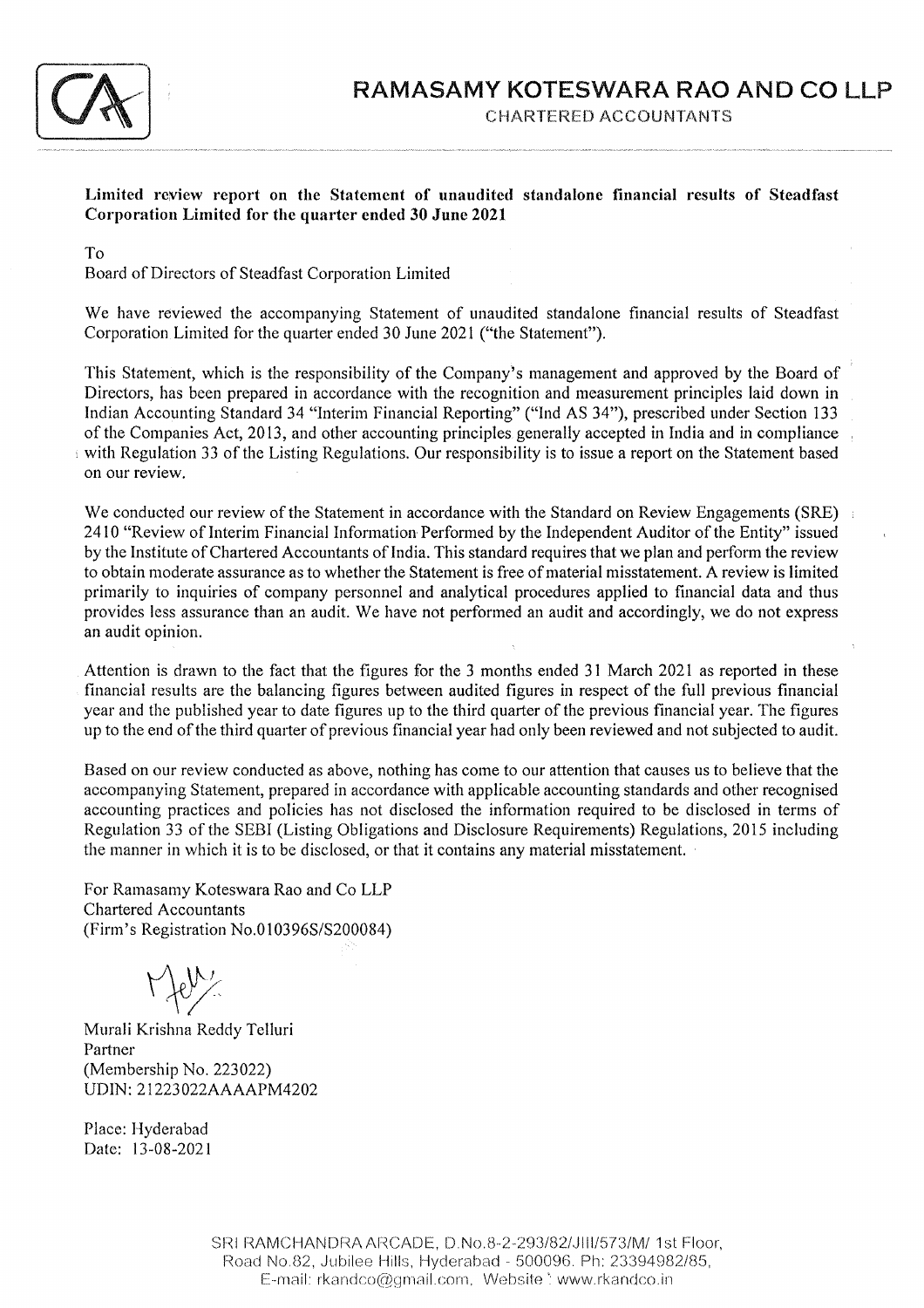# RAMASAMY KOTESWARA RAO AND CO LLP

CHARTERED ACCOUNTANTS

**Limited review report on the Statement of unaudited standalone financial results of Steadfast Corporation Limited for the quarter ended 30 June 2021**

To

Board of Directors of Steadfast Corporation Limited

We have reviewed the accompanying Statement of unaudited standalone financial results of Steadfast Corporation Limited for the quarter ended 30 June 2021 ("the Statement").

This Statement, which is the responsibility of the Company's management and approved by the Board of Directors, has been prepared in accordance with the recognition and measurement principles laid down in Indian Accounting Standard 34 "Interim Financial Reporting" ("Ind AS 34"), prescribed under Section 133 of the Companies Act, 2013, and other accounting principles generally accepted in India and in compliance with Regulation 33 of the Listing Regulations. Our responsibility is to issue a report on the Statement based on our review.

We conducted our review of the Statement in accordance with the Standard on Review Engagements (SRE) 2410 "Review of Interim Financial Information Performed by the Independent Auditor of the Entity" issued by the Institute of Chartered Accountants of India. This standard requires that we plan and perform the review to obtain moderate assurance as to whether the Statement is free of material misstatement. A review is limited primarily to inquiries of company personnel and analytical procedures applied to financial data and thus provides less assurance than an audit. We have not performed an audit and accordingly, we do not express an audit opinion.

Attention is drawn to the fact that the figures for the 3 months ended 31 March 2021 as reported in these financial results are the balancing figures between audited figures in respect of the full previous financial year and the published year to date figures up to the third quarter of the previous financial year. The figures up to the end of the third quarter of previous financial year had only been reviewed and not subjected to audit.

Based on our review conducted as above, nothing has come to our attention that causes us to believe that the accompanying Statement, prepared in accordance with applicable accounting standards and other recognised accounting practices and policies has not disclosed the information required to be disclosed in terms of Regulation 33 of the SEBI (Listing Obligations and Disclosure Requirements) Regulations, 2015 including the manner in which it is to be disclosed, or that it contains any material misstatement.

For Ramasamy Koteswara Rao and Co LLP
Chartered Accountants
(Firm's Registration No.010396S/S200084)

Murali Krishna Reddy Telluri
Partner
(Membership No. 223022)
UDIN: 21223022AAAAPM4202

Place: Hyderabad
Date: 13-08-2021

SRI RAMCHANDRA ARCADE, D.No.8-2-293/82/JIII/573/M/ 1st Floor, Road No.82, Jubilee Hills, Hyderabad - 500096. Ph: 23394982/85, E-mail: rkandco@gmail.com, Website : www.rkandco.in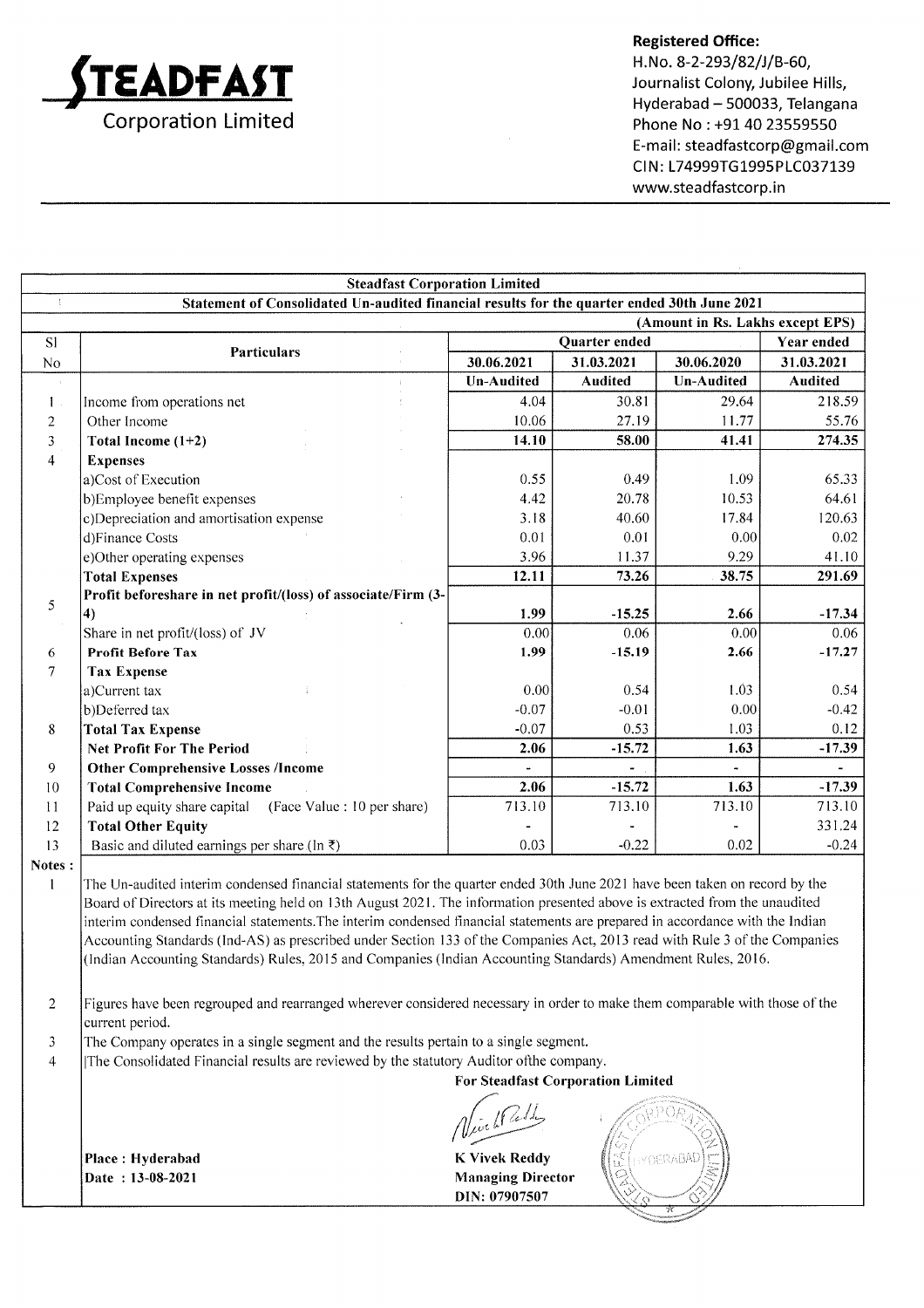# STEADFAST Corporation Limited

**Registered Office:**
H.No. 8-2-293/82/J/B-60,
Journalist Colony, Jubilee Hills,
Hyderabad – 500033, Telangana
Phone No : +91 40 23559550
E-mail: steadfastcorp@gmail.com
CIN: L74999TG1995PLC037139
www.steadfastcorp.in

**Steadfast Corporation Limited**

**Statement of Consolidated Un-audited financial results for the quarter ended 30th June 2021**

**(Amount in Rs. Lakhs except EPS)**

| Sl No | Particulars | Quarter ended | | | Year ended |
|---|---|---|---|---|---|
| | | 30.06.2021 | 31.03.2021 | 30.06.2020 | 31.03.2021 |
| | | Un-Audited | Audited | Un-Audited | Audited |
| 1 | Income from operations net | 4.04 | 30.81 | 29.64 | 218.59 |
| 2 | Other Income | 10.06 | 27.19 | 11.77 | 55.76 |
| 3 | **Total Income (1+2)** | **14.10** | **58.00** | **41.41** | **274.35** |
| 4 | **Expenses** | | | | |
| | a)Cost of Execution | 0.55 | 0.49 | 1.09 | 65.33 |
| | b)Employee benefit expenses | 4.42 | 20.78 | 10.53 | 64.61 |
| | c)Depreciation and amortisation expense | 3.18 | 40.60 | 17.84 | 120.63 |
| | d)Finance Costs | 0.01 | 0.01 | 0.00 | 0.02 |
| | e)Other operating expenses | 3.96 | 11.37 | 9.29 | 41.10 |
| | **Total Expenses** | **12.11** | **73.26** | **38.75** | **291.69** |
| 5 | **Profit beforeshare in net profit/(loss) of associate/Firm (3-4)** | **1.99** | **-15.25** | **2.66** | **-17.34** |
| | Share in net profit/(loss) of JV | 0.00 | 0.06 | 0.00 | 0.06 |
| 6 | **Profit Before Tax** | **1.99** | **-15.19** | **2.66** | **-17.27** |
| 7 | **Tax Expense** | | | | |
| | a)Current tax | 0.00 | 0.54 | 1.03 | 0.54 |
| | b)Deferred tax | -0.07 | -0.01 | 0.00 | -0.42 |
| 8 | **Total Tax Expense** | -0.07 | 0.53 | 1.03 | 0.12 |
| | **Net Profit For The Period** | **2.06** | **-15.72** | **1.63** | **-17.39** |
| 9 | **Other Comprehensive Losses /Income** | - | - | - | - |
| 10 | **Total Comprehensive Income** | **2.06** | **-15.72** | **1.63** | **-17.39** |
| 11 | Paid up equity share capital (Face Value : 10 per share) | 713.10 | 713.10 | 713.10 | 713.10 |
| 12 | **Total Other Equity** | - | - | - | 331.24 |
| 13 | Basic and diluted earnings per share (In ₹) | 0.03 | -0.22 | 0.02 | -0.24 |

**Notes :**

1. The Un-audited interim condensed financial statements for the quarter ended 30th June 2021 have been taken on record by the Board of Directors at its meeting held on 13th August 2021. The information presented above is extracted from the unaudited interim condensed financial statements.The interim condensed financial statements are prepared in accordance with the Indian Accounting Standards (Ind-AS) as prescribed under Section 133 of the Companies Act, 2013 read with Rule 3 of the Companies (Indian Accounting Standards) Rules, 2015 and Companies (Indian Accounting Standards) Amendment Rules, 2016.
2. Figures have been regrouped and rearranged wherever considered necessary in order to make them comparable with those of the current period.
3. The Company operates in a single segment and the results pertain to a single segment.
4. The Consolidated Financial results are reviewed by the statutory Auditor ofthe company.

**For Steadfast Corporation Limited**

**Place : Hyderabad**
**Date : 13-08-2021**

**K Vivek Reddy**
**Managing Director**
**DIN: 07907507**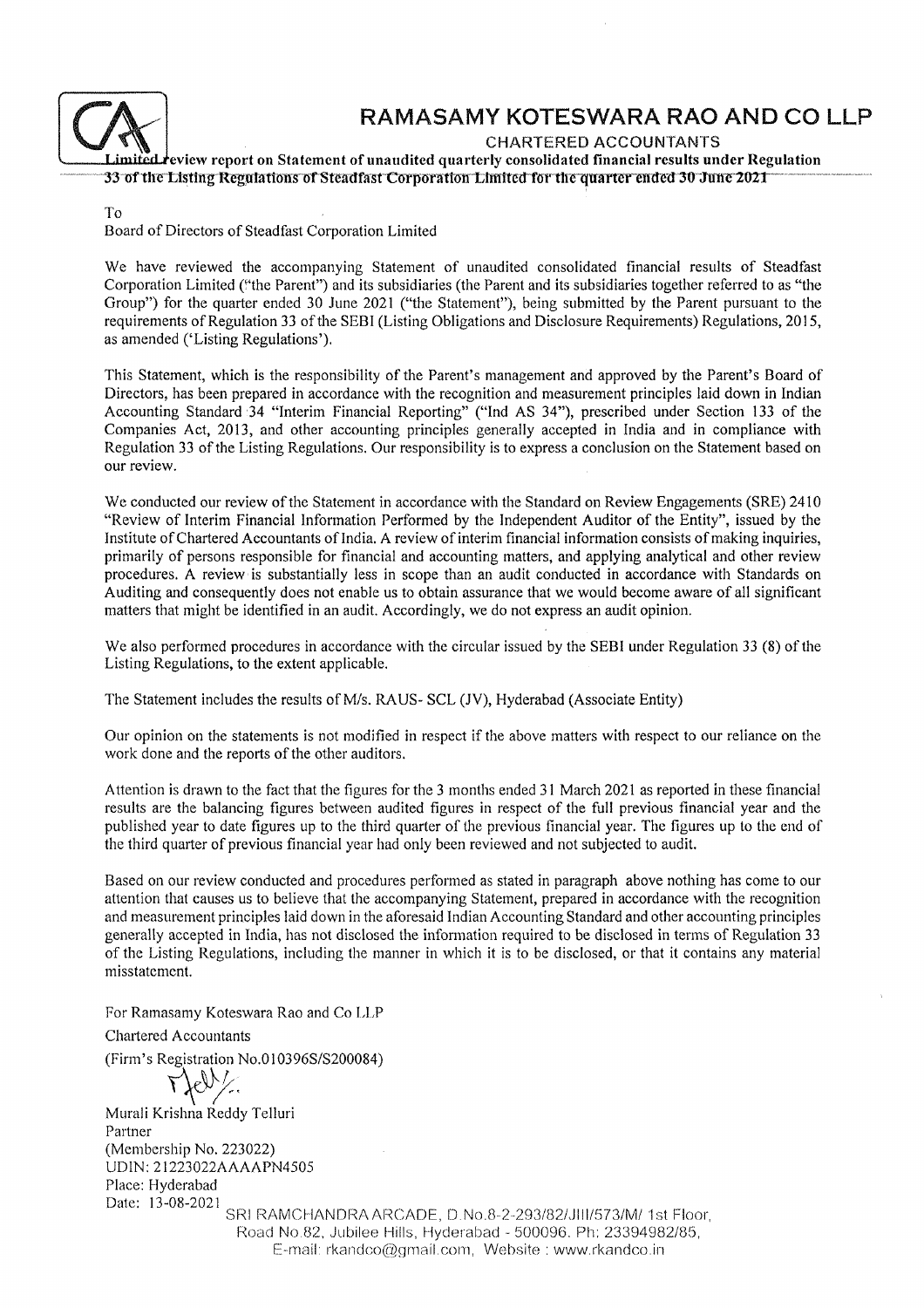# RAMASAMY KOTESWARA RAO AND CO LLP

CHARTERED ACCOUNTANTS

**Limited review report on Statement of unaudited quarterly consolidated financial results under Regulation 33 of the Listing Regulations of Steadfast Corporation Limited for the quarter ended 30 June 2021**

To

Board of Directors of Steadfast Corporation Limited

We have reviewed the accompanying Statement of unaudited consolidated financial results of Steadfast Corporation Limited ("the Parent") and its subsidiaries (the Parent and its subsidiaries together referred to as "the Group") for the quarter ended 30 June 2021 ("the Statement"), being submitted by the Parent pursuant to the requirements of Regulation 33 of the SEBI (Listing Obligations and Disclosure Requirements) Regulations, 2015, as amended ('Listing Regulations').

This Statement, which is the responsibility of the Parent's management and approved by the Parent's Board of Directors, has been prepared in accordance with the recognition and measurement principles laid down in Indian Accounting Standard 34 "Interim Financial Reporting" ("Ind AS 34"), prescribed under Section 133 of the Companies Act, 2013, and other accounting principles generally accepted in India and in compliance with Regulation 33 of the Listing Regulations. Our responsibility is to express a conclusion on the Statement based on our review.

We conducted our review of the Statement in accordance with the Standard on Review Engagements (SRE) 2410 "Review of Interim Financial Information Performed by the Independent Auditor of the Entity", issued by the Institute of Chartered Accountants of India. A review of interim financial information consists of making inquiries, primarily of persons responsible for financial and accounting matters, and applying analytical and other review procedures. A review is substantially less in scope than an audit conducted in accordance with Standards on Auditing and consequently does not enable us to obtain assurance that we would become aware of all significant matters that might be identified in an audit. Accordingly, we do not express an audit opinion.

We also performed procedures in accordance with the circular issued by the SEBI under Regulation 33 (8) of the Listing Regulations, to the extent applicable.

The Statement includes the results of M/s. RAUS- SCL (JV), Hyderabad (Associate Entity)

Our opinion on the statements is not modified in respect if the above matters with respect to our reliance on the work done and the reports of the other auditors.

Attention is drawn to the fact that the figures for the 3 months ended 31 March 2021 as reported in these financial results are the balancing figures between audited figures in respect of the full previous financial year and the published year to date figures up to the third quarter of the previous financial year. The figures up to the end of the third quarter of previous financial year had only been reviewed and not subjected to audit.

Based on our review conducted and procedures performed as stated in paragraph above nothing has come to our attention that causes us to believe that the accompanying Statement, prepared in accordance with the recognition and measurement principles laid down in the aforesaid Indian Accounting Standard and other accounting principles generally accepted in India, has not disclosed the information required to be disclosed in terms of Regulation 33 of the Listing Regulations, including the manner in which it is to be disclosed, or that it contains any material misstatement.

For Ramasamy Koteswara Rao and Co LLP

Chartered Accountants

(Firm's Registration No.010396S/S200084)

Murali Krishna Reddy Telluri

Partner

(Membership No. 223022)

UDIN: 21223022AAAAPN4505

Place: Hyderabad

Date: 13-08-2021

SRI RAMCHANDRA ARCADE, D.No.8-2-293/82/JIII/573/M/ 1st Floor, Road No.82, Jubilee Hills, Hyderabad - 500096. Ph: 23394982/85, E-mail: rkandco@gmail.com, Website : www.rkandco.in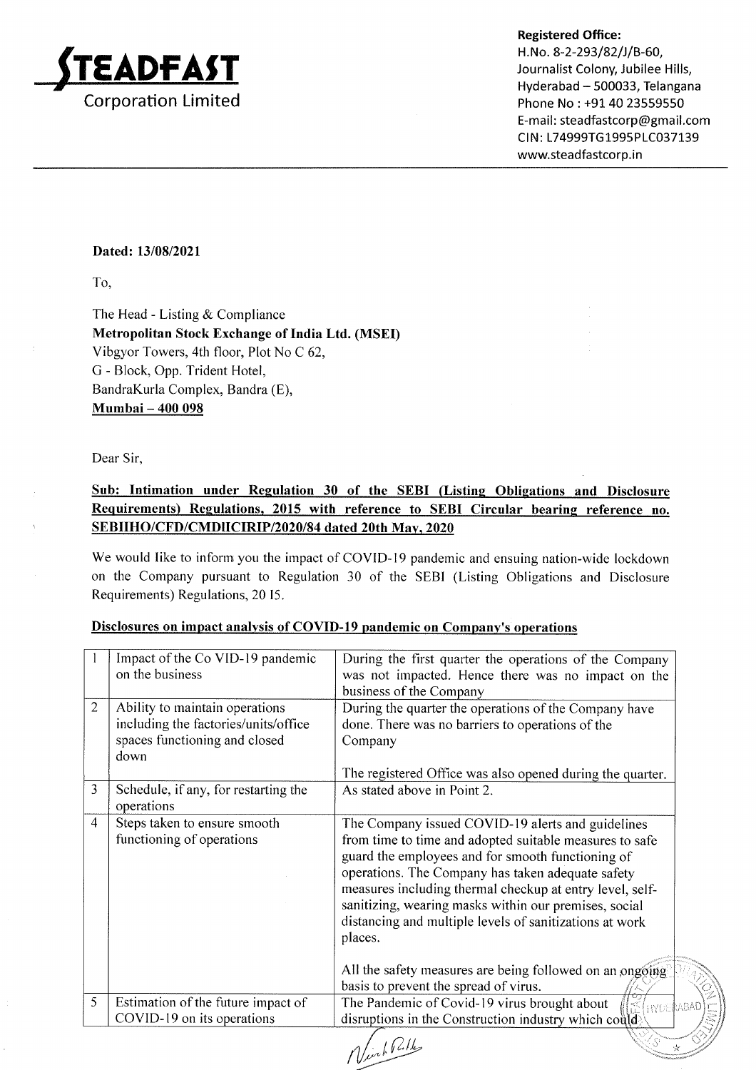**STEADFAST Corporation Limited**

**Registered Office:**
H.No. 8-2-293/82/J/B-60,
Journalist Colony, Jubilee Hills,
Hyderabad – 500033, Telangana
Phone No : +91 40 23559550
E-mail: steadfastcorp@gmail.com
CIN: L74999TG1995PLC037139
www.steadfastcorp.in

**Dated: 13/08/2021**

To,

The Head - Listing & Compliance
**Metropolitan Stock Exchange of India Ltd. (MSEI)**
Vibgyor Towers, 4th floor, Plot No C 62,
G - Block, Opp. Trident Hotel,
BandraKurla Complex, Bandra (E),
**Mumbai – 400 098**

Dear Sir,

**Sub: Intimation under Regulation 30 of the SEBI (Listing Obligations and Disclosure Requirements) Regulations, 2015 with reference to SEBI Circular bearing reference no. SEBIIHO/CFD/CMDIICIRIP/2020/84 dated 20th May, 2020**

We would like to inform you the impact of COVID-19 pandemic and ensuing nation-wide lockdown on the Company pursuant to Regulation 30 of the SEBI (Listing Obligations and Disclosure Requirements) Regulations, 20 I5.

**Disclosures on impact analysis of COVID-19 pandemic on Company's operations**

| | | |
|---|---|---|
| 1 | Impact of the Co VID-19 pandemic on the business | During the first quarter the operations of the Company was not impacted. Hence there was no impact on the business of the Company |
| 2 | Ability to maintain operations including the factories/units/office spaces functioning and closed down | During the quarter the operations of the Company have done. There was no barriers to operations of the Company<br><br>The registered Office was also opened during the quarter. |
| 3 | Schedule, if any, for restarting the operations | As stated above in Point 2. |
| 4 | Steps taken to ensure smooth functioning of operations | The Company issued COVID-19 alerts and guidelines from time to time and adopted suitable measures to safe guard the employees and for smooth functioning of operations. The Company has taken adequate safety measures including thermal checkup at entry level, self-sanitizing, wearing masks within our premises, social distancing and multiple levels of sanitizations at work places.<br><br>All the safety measures are being followed on an ongoing basis to prevent the spread of virus. |
| 5 | Estimation of the future impact of COVID-19 on its operations | The Pandemic of Covid-19 virus brought about disruptions in the Construction industry which could |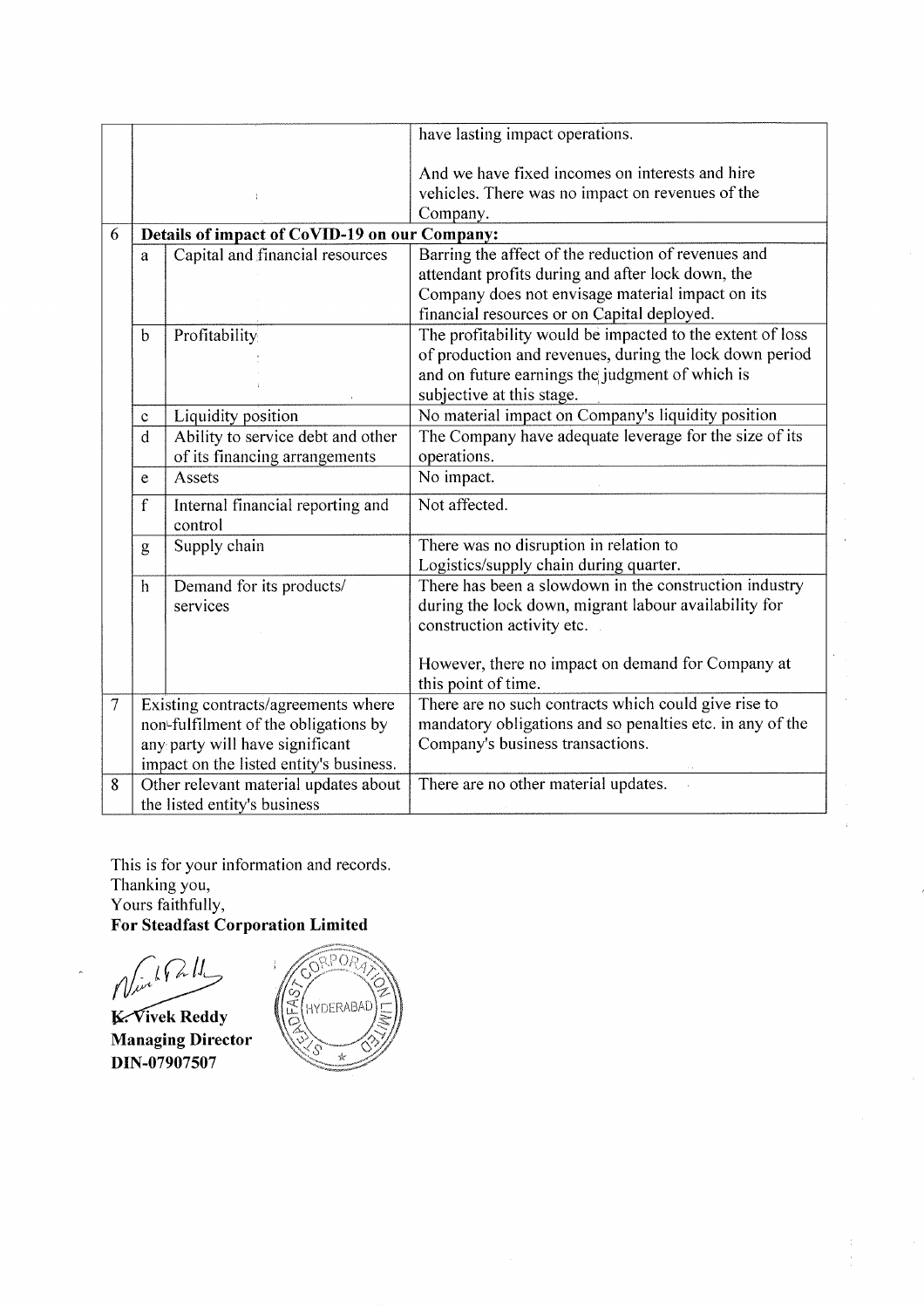| | | | |
|---|---|---|---|
| | | | have lasting impact operations.<br><br>And we have fixed incomes on interests and hire vehicles. There was no impact on revenues of the Company. |
| 6 | **Details of impact of CoVID-19 on our Company:** | | |
| | a | Capital and financial resources | Barring the affect of the reduction of revenues and attendant profits during and after lock down, the Company does not envisage material impact on its financial resources or on Capital deployed. |
| | b | Profitability | The profitability would be impacted to the extent of loss of production and revenues, during the lock down period and on future earnings the judgment of which is subjective at this stage. |
| | c | Liquidity position | No material impact on Company's liquidity position |
| | d | Ability to service debt and other of its financing arrangements | The Company have adequate leverage for the size of its operations. |
| | e | Assets | No impact. |
| | f | Internal financial reporting and control | Not affected. |
| | g | Supply chain | There was no disruption in relation to Logistics/supply chain during quarter. |
| | h | Demand for its products/ services | There has been a slowdown in the construction industry during the lock down, migrant labour availability for construction activity etc.<br><br>However, there no impact on demand for Company at this point of time. |
| 7 | Existing contracts/agreements where non-fulfilment of the obligations by any party will have significant impact on the listed entity's business. | | There are no such contracts which could give rise to mandatory obligations and so penalties etc. in any of the Company's business transactions. |
| 8 | Other relevant material updates about the listed entity's business | | There are no other material updates. |

This is for your information and records.
Thanking you,
Yours faithfully,
**For Steadfast Corporation Limited**

**K. Vivek Reddy**
**Managing Director**
**DIN-07907507**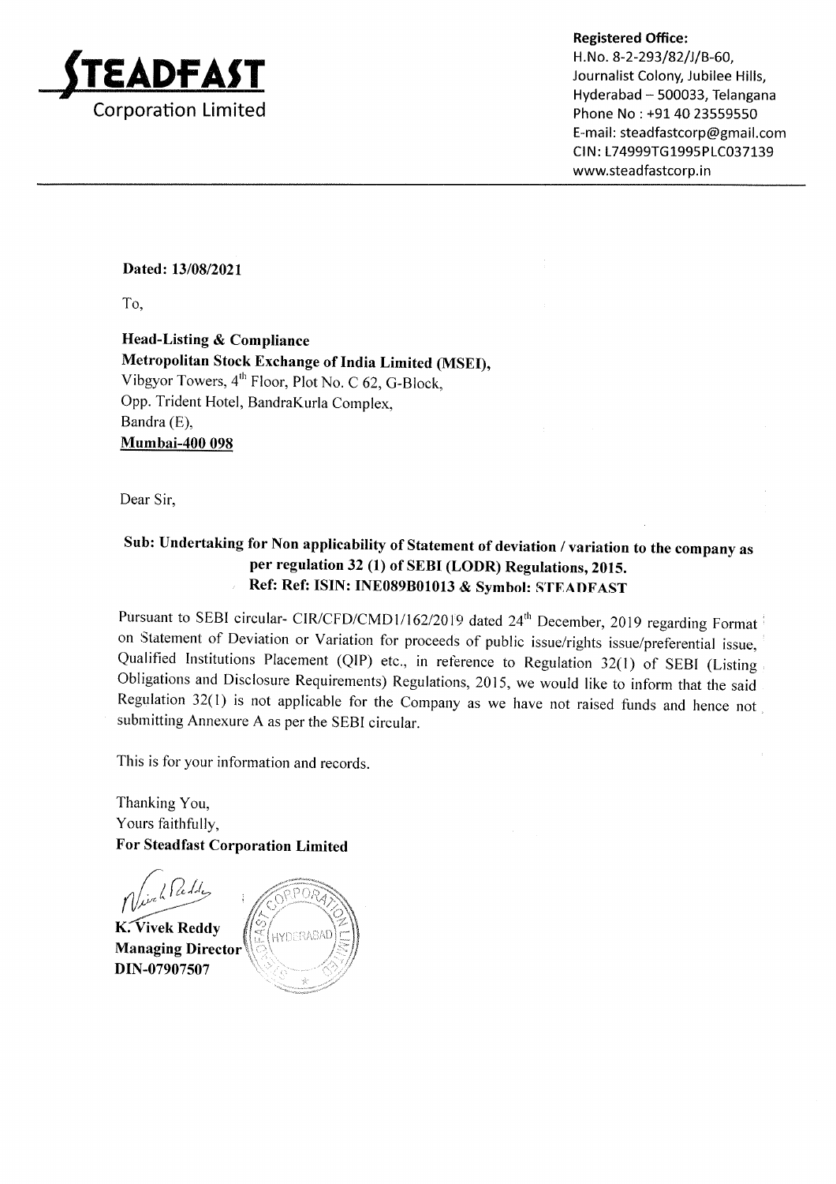**STEADFAST**
Corporation Limited

**Registered Office:**
H.No. 8-2-293/82/J/B-60,
Journalist Colony, Jubilee Hills,
Hyderabad – 500033, Telangana
Phone No : +91 40 23559550
E-mail: steadfastcorp@gmail.com
CIN: L74999TG1995PLC037139
www.steadfastcorp.in

**Dated: 13/08/2021**

To,

**Head-Listing & Compliance**
**Metropolitan Stock Exchange of India Limited (MSEI),**
Vibgyor Towers, 4th Floor, Plot No. C 62, G-Block,
Opp. Trident Hotel, BandraKurla Complex,
Bandra (E),
**Mumbai-400 098**

Dear Sir,

**Sub: Undertaking for Non applicability of Statement of deviation / variation to the company as per regulation 32 (1) of SEBI (LODR) Regulations, 2015.**
**Ref: Ref: ISIN: INE089B01013 & Symbol: STEADFAST**

Pursuant to SEBI circular- CIR/CFD/CMD1/162/2019 dated 24th December, 2019 regarding Format on Statement of Deviation or Variation for proceeds of public issue/rights issue/preferential issue, Qualified Institutions Placement (QIP) etc., in reference to Regulation 32(1) of SEBI (Listing Obligations and Disclosure Requirements) Regulations, 2015, we would like to inform that the said Regulation 32(1) is not applicable for the Company as we have not raised funds and hence not submitting Annexure A as per the SEBI circular.

This is for your information and records.

Thanking You,
Yours faithfully,
**For Steadfast Corporation Limited**

**K. Vivek Reddy**
**Managing Director**
**DIN-07907507**